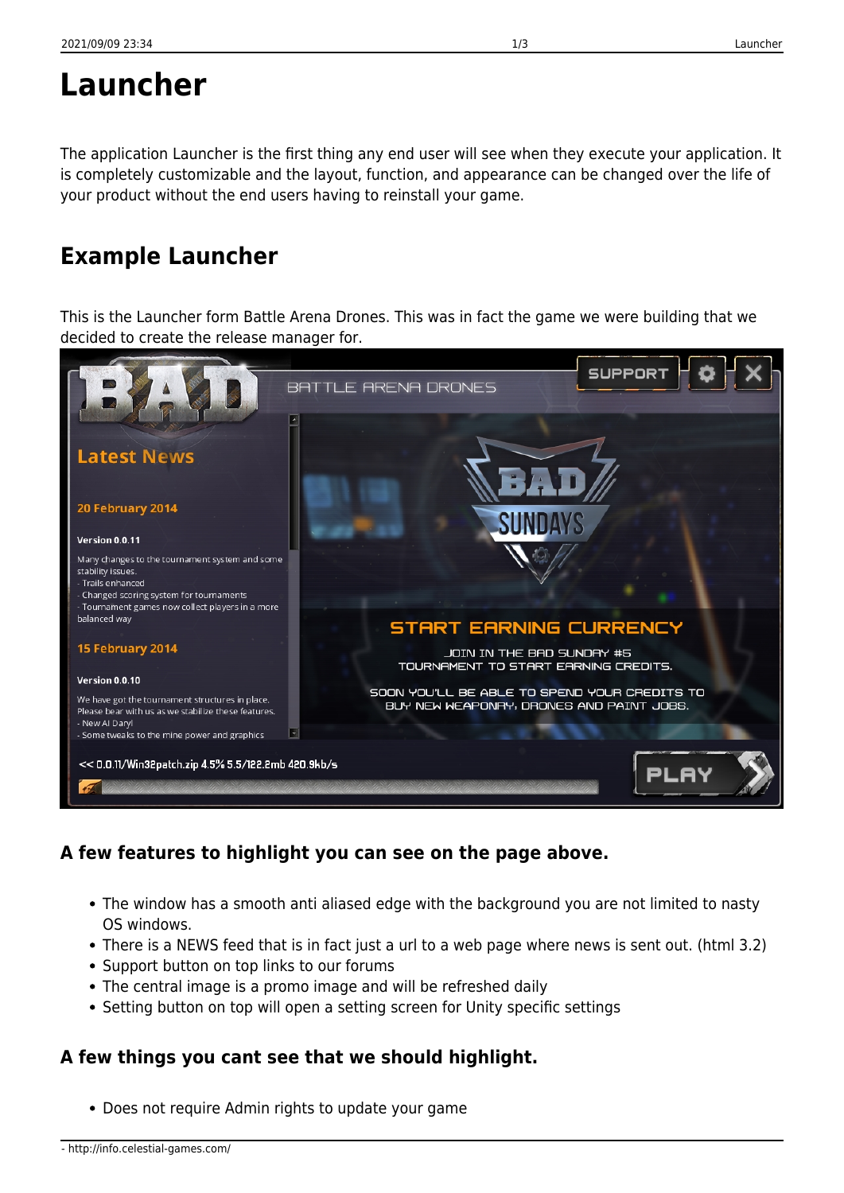# Launcher

The application Launcher is the first thing any end user will see when they execute your application. It is completely customizable and the layout, function, and appearance can be changed over the life of your product without the end users having to reinstall your game.

## Example Launcher

This is the Launcher form Battle Arena Drones. This was in fact the game we were building that we decided to create the release manager for.

### A few features to highlight you can see on the page above.

- The window has a smooth anti aliased edge with the background you are not limited to nasty OS windows.
- There is a NEWS feed that is in fact just a url to a web page where news is sent out. (html 3.2)
- Support button on top links to our forums
- The central image is a promo image and will be refreshed daily
- Setting button on top will open a setting screen for Unity specific settings

### A few things you cant see that we should highlight.

- Does not require Admin rights to update your game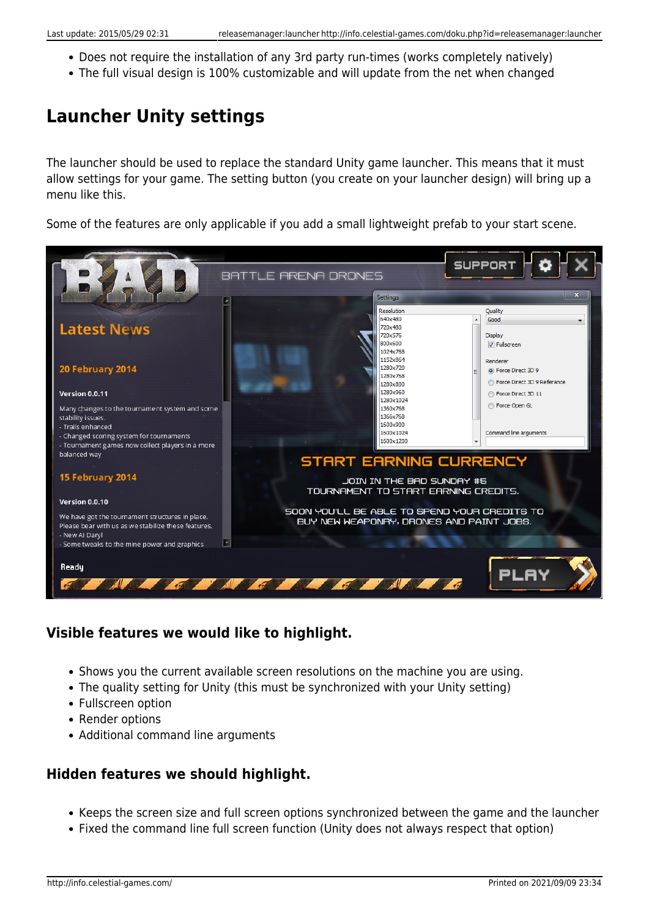- Does not require the installation of any 3rd party run-times (works completely natively)
- The full visual design is 100% customizable and will update from the net when changed

## Launcher Unity settings

The launcher should be used to replace the standard Unity game launcher. This means that it must allow settings for your game. The setting button (you create on your launcher design) will bring up a menu like this.

Some of the features are only applicable if you add a small lightweight prefab to your start scene.

### Visible features we would like to highlight.

- Shows you the current available screen resolutions on the machine you are using.
- The quality setting for Unity (this must be synchronized with your Unity setting)
- Fullscreen option
- Render options
- Additional command line arguments

### Hidden features we should highlight.

- Keeps the screen size and full screen options synchronized between the game and the launcher
- Fixed the command line full screen function (Unity does not always respect that option)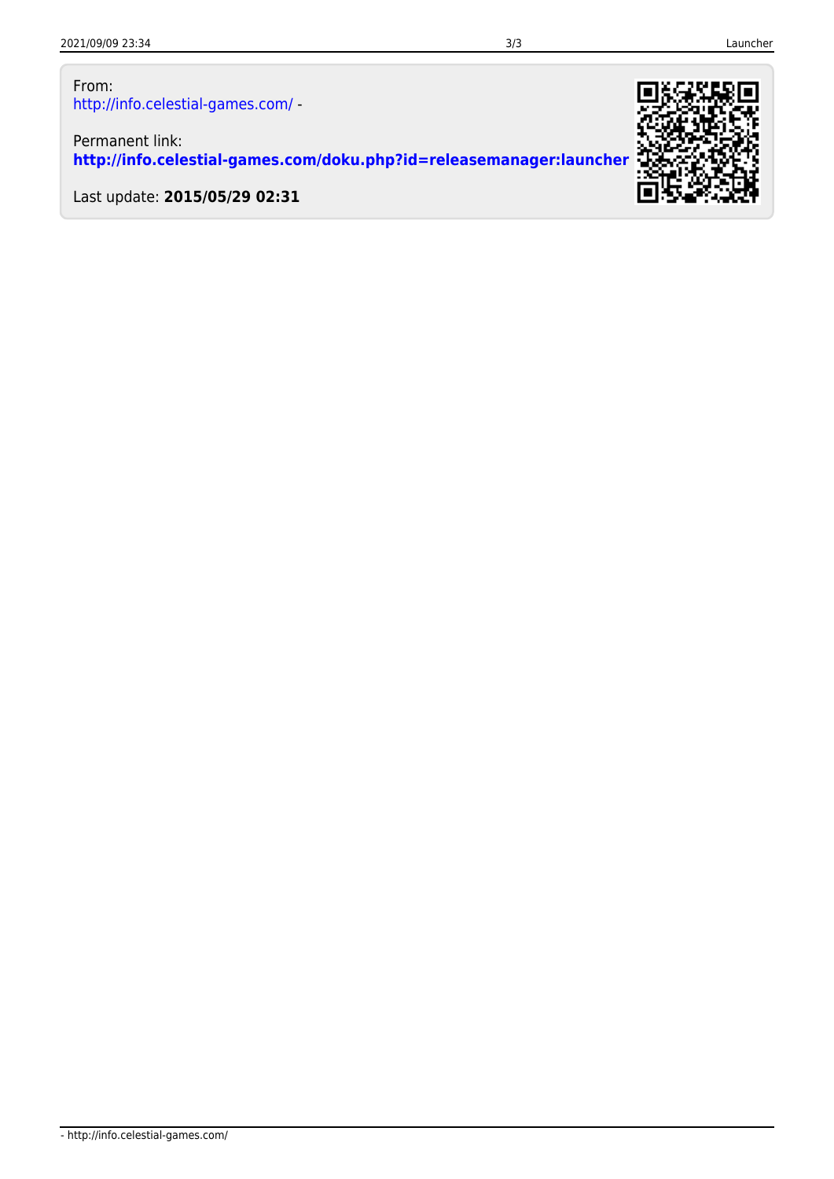From:
http://info.celestial-games.com/ -

Permanent link:
**http://info.celestial-games.com/doku.php?id=releasemanager:launcher**

Last update: **2015/05/29 02:31**